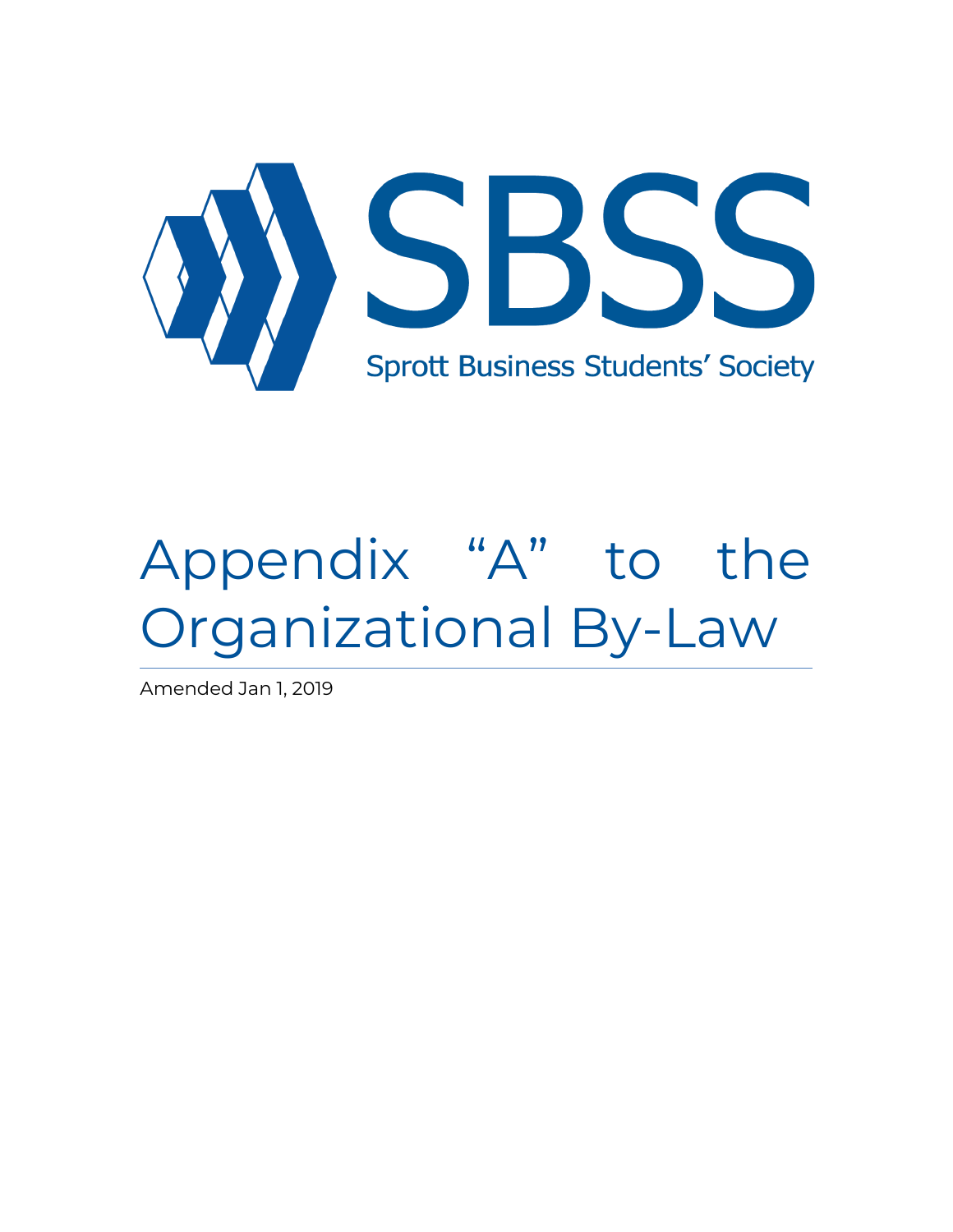SBSS

Sprott Business Students' Society

# Appendix "A" to the Organizational By-Law

Amended Jan 1, 2019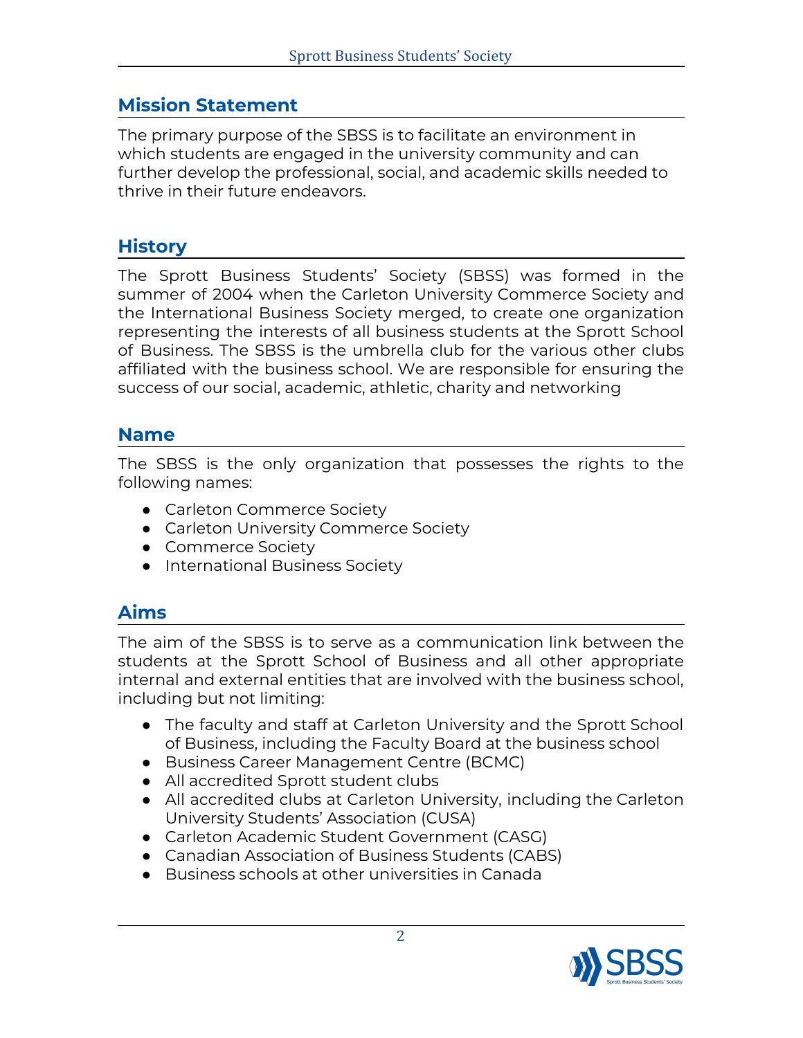## Mission Statement

The primary purpose of the SBSS is to facilitate an environment in which students are engaged in the university community and can further develop the professional, social, and academic skills needed to thrive in their future endeavors.

## History

The Sprott Business Students' Society (SBSS) was formed in the summer of 2004 when the Carleton University Commerce Society and the International Business Society merged, to create one organization representing the interests of all business students at the Sprott School of Business. The SBSS is the umbrella club for the various other clubs affiliated with the business school. We are responsible for ensuring the success of our social, academic, athletic, charity and networking

## Name

The SBSS is the only organization that possesses the rights to the following names:

- Carleton Commerce Society
- Carleton University Commerce Society
- Commerce Society
- International Business Society

## Aims

The aim of the SBSS is to serve as a communication link between the students at the Sprott School of Business and all other appropriate internal and external entities that are involved with the business school, including but not limiting:

- The faculty and staff at Carleton University and the Sprott School of Business, including the Faculty Board at the business school
- Business Career Management Centre (BCMC)
- All accredited Sprott student clubs
- All accredited clubs at Carleton University, including the Carleton University Students' Association (CUSA)
- Carleton Academic Student Government (CASG)
- Canadian Association of Business Students (CABS)
- Business schools at other universities in Canada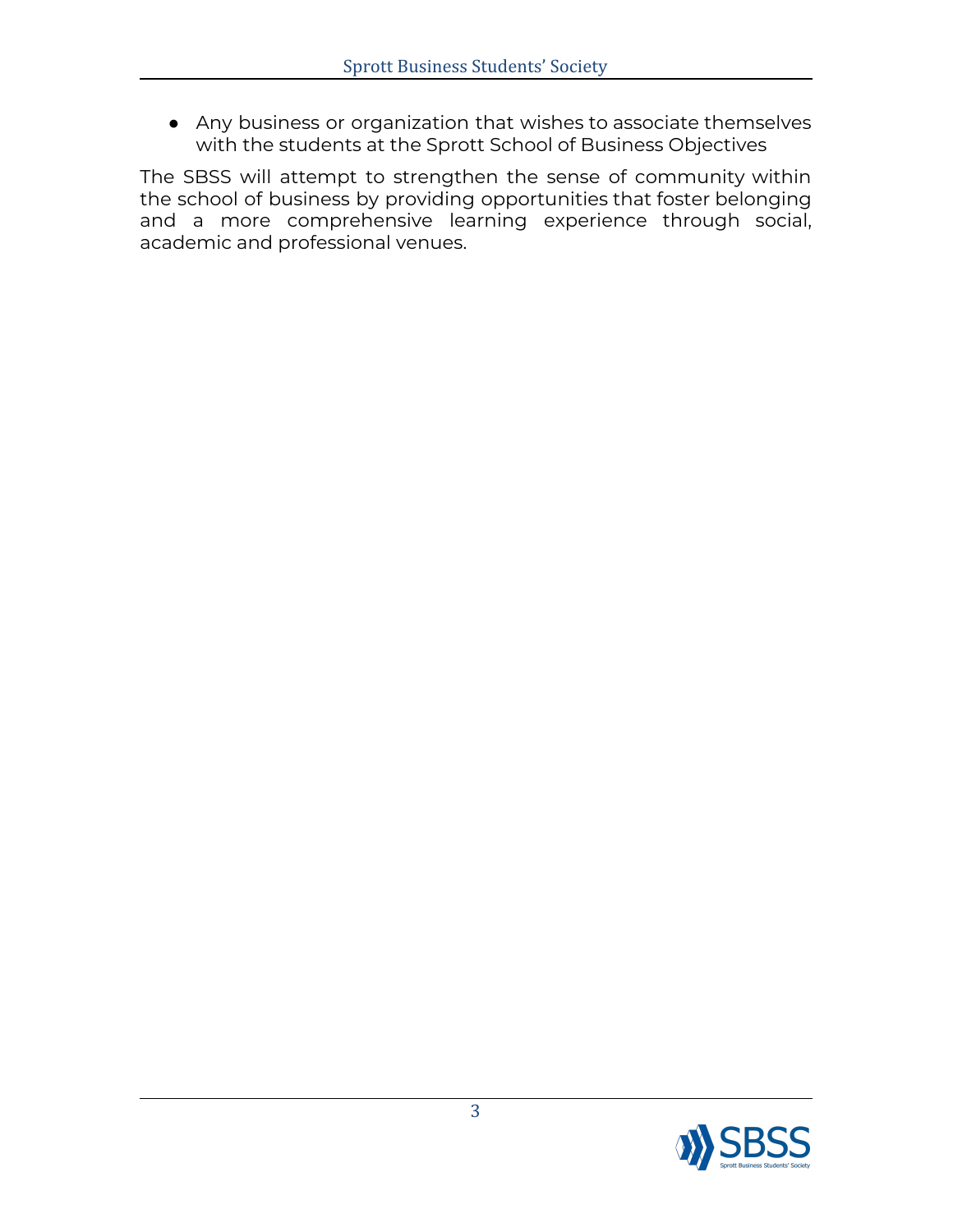- Any business or organization that wishes to associate themselves with the students at the Sprott School of Business Objectives

The SBSS will attempt to strengthen the sense of community within the school of business by providing opportunities that foster belonging and a more comprehensive learning experience through social, academic and professional venues.